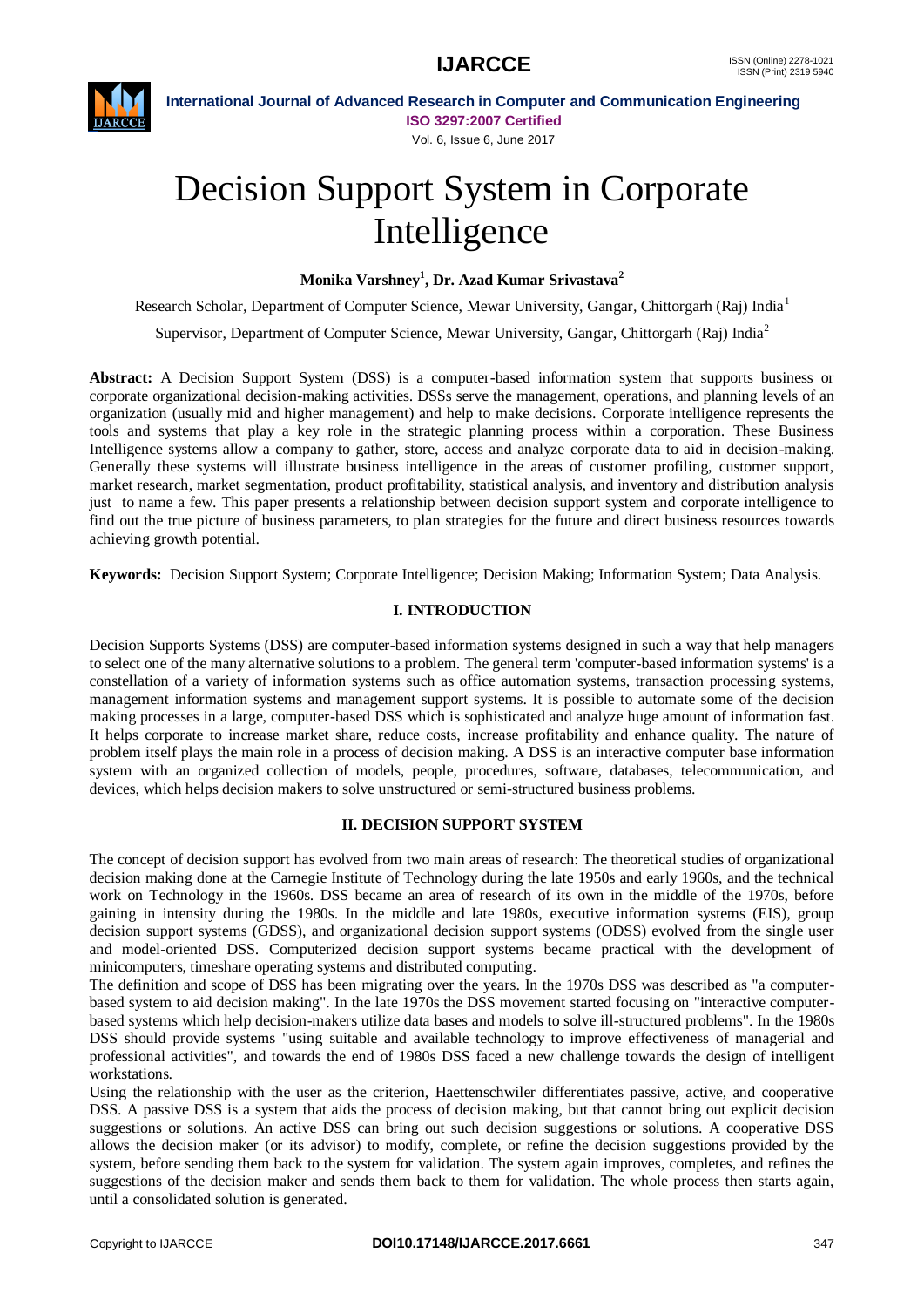# Decision Support System in Corporate Intelligence

**Monika Varshney[1], Dr. Azad Kumar Srivastava[2]**

Research Scholar, Department of Computer Science, Mewar University, Gangar, Chittorgarh (Raj) India[1]

Supervisor, Department of Computer Science, Mewar University, Gangar, Chittorgarh (Raj) India[2]

**Abstract:** A Decision Support System (DSS) is a computer-based information system that supports business or corporate organizational decision-making activities. DSSs serve the management, operations, and planning levels of an organization (usually mid and higher management) and help to make decisions. Corporate intelligence represents the tools and systems that play a key role in the strategic planning process within a corporation. These Business Intelligence systems allow a company to gather, store, access and analyze corporate data to aid in decision-making. Generally these systems will illustrate business intelligence in the areas of customer profiling, customer support, market research, market segmentation, product profitability, statistical analysis, and inventory and distribution analysis just to name a few. This paper presents a relationship between decision support system and corporate intelligence to find out the true picture of business parameters, to plan strategies for the future and direct business resources towards achieving growth potential.

**Keywords:** Decision Support System; Corporate Intelligence; Decision Making; Information System; Data Analysis.

## I. INTRODUCTION

Decision Supports Systems (DSS) are computer-based information systems designed in such a way that help managers to select one of the many alternative solutions to a problem. The general term 'computer-based information systems' is a constellation of a variety of information systems such as office automation systems, transaction processing systems, management information systems and management support systems. It is possible to automate some of the decision making processes in a large, computer-based DSS which is sophisticated and analyze huge amount of information fast. It helps corporate to increase market share, reduce costs, increase profitability and enhance quality. The nature of problem itself plays the main role in a process of decision making. A DSS is an interactive computer base information system with an organized collection of models, people, procedures, software, databases, telecommunication, and devices, which helps decision makers to solve unstructured or semi-structured business problems.

## II. DECISION SUPPORT SYSTEM

The concept of decision support has evolved from two main areas of research: The theoretical studies of organizational decision making done at the Carnegie Institute of Technology during the late 1950s and early 1960s, and the technical work on Technology in the 1960s. DSS became an area of research of its own in the middle of the 1970s, before gaining in intensity during the 1980s. In the middle and late 1980s, executive information systems (EIS), group decision support systems (GDSS), and organizational decision support systems (ODSS) evolved from the single user and model-oriented DSS. Computerized decision support systems became practical with the development of minicomputers, timeshare operating systems and distributed computing.

The definition and scope of DSS has been migrating over the years. In the 1970s DSS was described as "a computer-based system to aid decision making". In the late 1970s the DSS movement started focusing on "interactive computer-based systems which help decision-makers utilize data bases and models to solve ill-structured problems". In the 1980s DSS should provide systems "using suitable and available technology to improve effectiveness of managerial and professional activities", and towards the end of 1980s DSS faced a new challenge towards the design of intelligent workstations.

Using the relationship with the user as the criterion, Haettenschwiler differentiates passive, active, and cooperative DSS. A passive DSS is a system that aids the process of decision making, but that cannot bring out explicit decision suggestions or solutions. An active DSS can bring out such decision suggestions or solutions. A cooperative DSS allows the decision maker (or its advisor) to modify, complete, or refine the decision suggestions provided by the system, before sending them back to the system for validation. The system again improves, completes, and refines the suggestions of the decision maker and sends them back to them for validation. The whole process then starts again, until a consolidated solution is generated.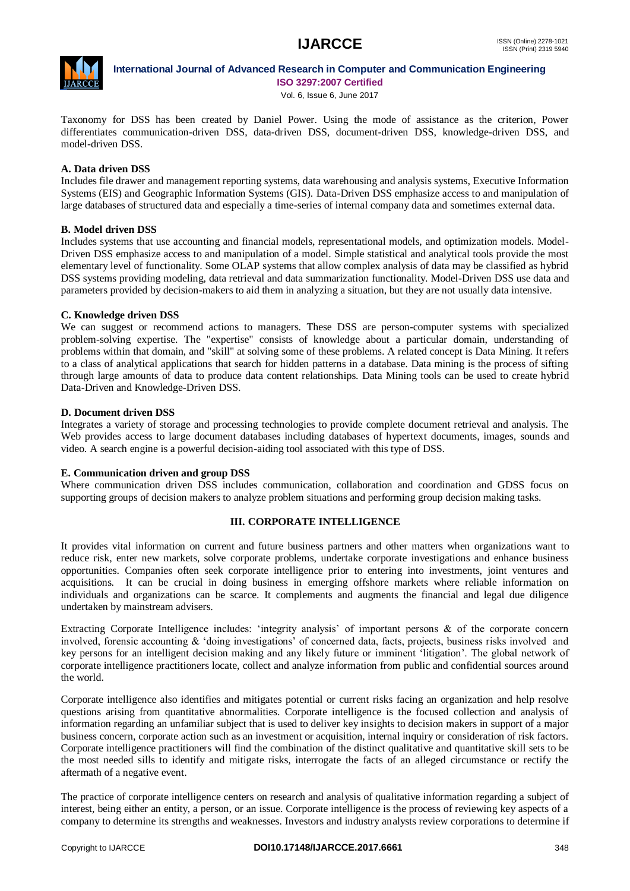Taxonomy for DSS has been created by Daniel Power. Using the mode of assistance as the criterion, Power differentiates communication-driven DSS, data-driven DSS, document-driven DSS, knowledge-driven DSS, and model-driven DSS.

**A. Data driven DSS**

Includes file drawer and management reporting systems, data warehousing and analysis systems, Executive Information Systems (EIS) and Geographic Information Systems (GIS). Data-Driven DSS emphasize access to and manipulation of large databases of structured data and especially a time-series of internal company data and sometimes external data.

**B. Model driven DSS**

Includes systems that use accounting and financial models, representational models, and optimization models. Model-Driven DSS emphasize access to and manipulation of a model. Simple statistical and analytical tools provide the most elementary level of functionality. Some OLAP systems that allow complex analysis of data may be classified as hybrid DSS systems providing modeling, data retrieval and data summarization functionality. Model-Driven DSS use data and parameters provided by decision-makers to aid them in analyzing a situation, but they are not usually data intensive.

**C. Knowledge driven DSS**

We can suggest or recommend actions to managers. These DSS are person-computer systems with specialized problem-solving expertise. The "expertise" consists of knowledge about a particular domain, understanding of problems within that domain, and "skill" at solving some of these problems. A related concept is Data Mining. It refers to a class of analytical applications that search for hidden patterns in a database. Data mining is the process of sifting through large amounts of data to produce data content relationships. Data Mining tools can be used to create hybrid Data-Driven and Knowledge-Driven DSS.

**D. Document driven DSS**

Integrates a variety of storage and processing technologies to provide complete document retrieval and analysis. The Web provides access to large document databases including databases of hypertext documents, images, sounds and video. A search engine is a powerful decision-aiding tool associated with this type of DSS.

**E. Communication driven and group DSS**

Where communication driven DSS includes communication, collaboration and coordination and GDSS focus on supporting groups of decision makers to analyze problem situations and performing group decision making tasks.

## III. CORPORATE INTELLIGENCE

It provides vital information on current and future business partners and other matters when organizations want to reduce risk, enter new markets, solve corporate problems, undertake corporate investigations and enhance business opportunities. Companies often seek corporate intelligence prior to entering into investments, joint ventures and acquisitions. It can be crucial in doing business in emerging offshore markets where reliable information on individuals and organizations can be scarce. It complements and augments the financial and legal due diligence undertaken by mainstream advisers.

Extracting Corporate Intelligence includes: 'integrity analysis' of important persons & of the corporate concern involved, forensic accounting & 'doing investigations' of concerned data, facts, projects, business risks involved and key persons for an intelligent decision making and any likely future or imminent 'litigation'. The global network of corporate intelligence practitioners locate, collect and analyze information from public and confidential sources around the world.

Corporate intelligence also identifies and mitigates potential or current risks facing an organization and help resolve questions arising from quantitative abnormalities. Corporate intelligence is the focused collection and analysis of information regarding an unfamiliar subject that is used to deliver key insights to decision makers in support of a major business concern, corporate action such as an investment or acquisition, internal inquiry or consideration of risk factors. Corporate intelligence practitioners will find the combination of the distinct qualitative and quantitative skill sets to be the most needed sills to identify and mitigate risks, interrogate the facts of an alleged circumstance or rectify the aftermath of a negative event.

The practice of corporate intelligence centers on research and analysis of qualitative information regarding a subject of interest, being either an entity, a person, or an issue. Corporate intelligence is the process of reviewing key aspects of a company to determine its strengths and weaknesses. Investors and industry analysts review corporations to determine if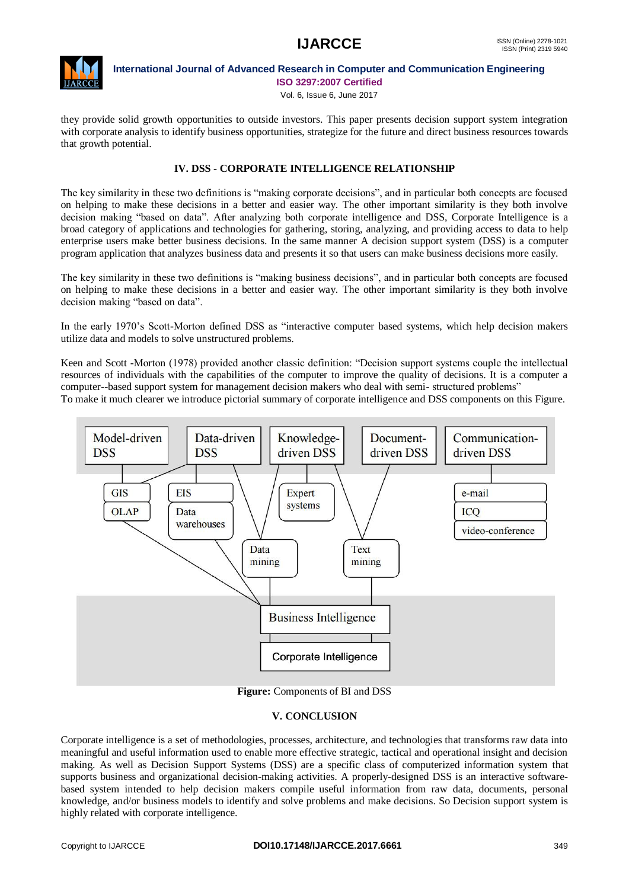they provide solid growth opportunities to outside investors. This paper presents decision support system integration with corporate analysis to identify business opportunities, strategize for the future and direct business resources towards that growth potential.

## IV. DSS - CORPORATE INTELLIGENCE RELATIONSHIP

The key similarity in these two definitions is "making corporate decisions", and in particular both concepts are focused on helping to make these decisions in a better and easier way. The other important similarity is they both involve decision making "based on data". After analyzing both corporate intelligence and DSS, Corporate Intelligence is a broad category of applications and technologies for gathering, storing, analyzing, and providing access to data to help enterprise users make better business decisions. In the same manner A decision support system (DSS) is a computer program application that analyzes business data and presents it so that users can make business decisions more easily.

The key similarity in these two definitions is "making business decisions", and in particular both concepts are focused on helping to make these decisions in a better and easier way. The other important similarity is they both involve decision making "based on data".

In the early 1970's Scott-Morton defined DSS as "interactive computer based systems, which help decision makers utilize data and models to solve unstructured problems.

Keen and Scott -Morton (1978) provided another classic definition: "Decision support systems couple the intellectual resources of individuals with the capabilities of the computer to improve the quality of decisions. It is a computer a computer--based support system for management decision makers who deal with semi- structured problems"
To make it much clearer we introduce pictorial summary of corporate intelligence and DSS components on this Figure.

Model-driven DSS | Data-driven DSS | Knowledge-driven DSS | Document-driven DSS | Communication-driven DSS

GIS | OLAP | EIS | Data warehouses | Expert systems | e-mail | ICQ | video-conference

Data mining | Text mining

Business Intelligence

Corporate Intelligence

**Figure:** Components of BI and DSS

## V. CONCLUSION

Corporate intelligence is a set of methodologies, processes, architecture, and technologies that transforms raw data into meaningful and useful information used to enable more effective strategic, tactical and operational insight and decision making. As well as Decision Support Systems (DSS) are a specific class of computerized information system that supports business and organizational decision-making activities. A properly-designed DSS is an interactive software-based system intended to help decision makers compile useful information from raw data, documents, personal knowledge, and/or business models to identify and solve problems and make decisions. So Decision support system is highly related with corporate intelligence.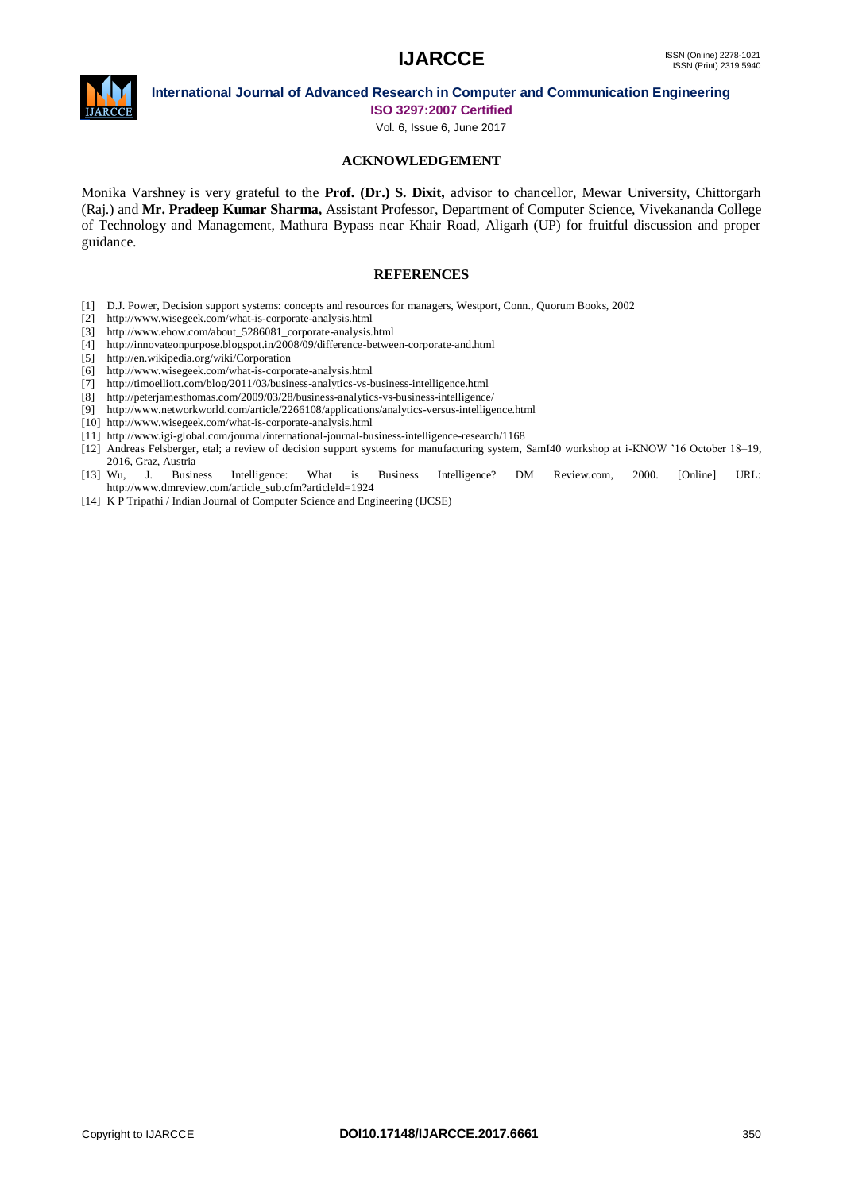## ACKNOWLEDGEMENT

Monika Varshney is very grateful to the **Prof. (Dr.) S. Dixit,** advisor to chancellor, Mewar University, Chittorgarh (Raj.) and **Mr. Pradeep Kumar Sharma,** Assistant Professor, Department of Computer Science, Vivekananda College of Technology and Management, Mathura Bypass near Khair Road, Aligarh (UP) for fruitful discussion and proper guidance.

## REFERENCES

[1] D.J. Power, Decision support systems: concepts and resources for managers, Westport, Conn., Quorum Books, 2002
[2] http://www.wisegeek.com/what-is-corporate-analysis.html
[3] http://www.ehow.com/about_5286081_corporate-analysis.html
[4] http://innovateonpurpose.blogspot.in/2008/09/difference-between-corporate-and.html
[5] http://en.wikipedia.org/wiki/Corporation
[6] http://www.wisegeek.com/what-is-corporate-analysis.html
[7] http://timoelliott.com/blog/2011/03/business-analytics-vs-business-intelligence.html
[8] http://peterjamesthomas.com/2009/03/28/business-analytics-vs-business-intelligence/
[9] http://www.networkworld.com/article/2266108/applications/analytics-versus-intelligence.html
[10] http://www.wisegeek.com/what-is-corporate-analysis.html
[11] http://www.igi-global.com/journal/international-journal-business-intelligence-research/1168
[12] Andreas Felsberger, etal; a review of decision support systems for manufacturing system, SamI40 workshop at i-KNOW '16 October 18–19, 2016, Graz, Austria
[13] Wu, J. Business Intelligence: What is Business Intelligence? DM Review.com, 2000. [Online] URL: http://www.dmreview.com/article_sub.cfm?articleId=1924
[14] K P Tripathi / Indian Journal of Computer Science and Engineering (IJCSE)